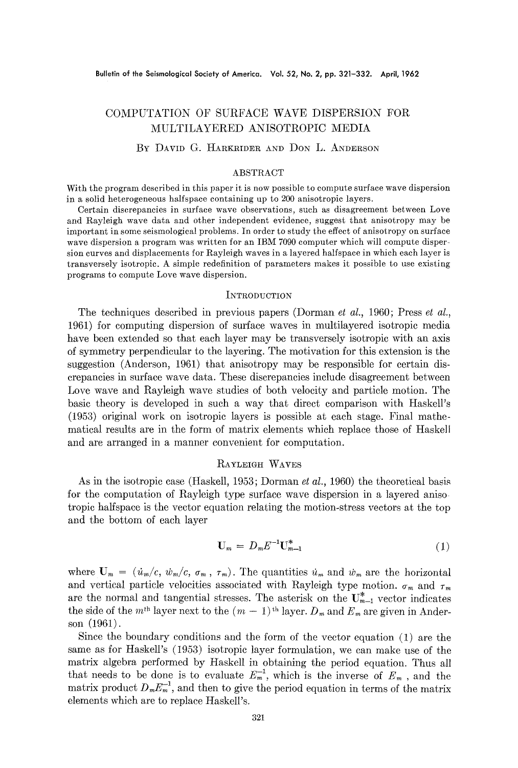# COMPUTATION OF SURFACE WAVE DISPERSION FOR MULTILAYERED ANISOTROPIC MEDIA

By David G. Harkrider and Don L. Anderson

## Abstract

With the program described in this paper it is now possible to compute surface wave dispersion in a solid heterogeneous halfspace containing up to 200 anisotropic layers.

Certain discrepancies in surface wave observations, such as disagreement between Love and Rayleigh wave data and other independent evidence, suggest that anisotropy may be important in some seismological problems. In order to study the effect of anisotropy on surface wave dispersion a program was written for an IBM 7090 computer which will compute dispersion curves and displacements for Rayleigh waves in a layered halfspace in which each layer is transversely isotropic. A simple redefinition of parameters makes it possible to use existing programs to compute Love wave dispersion.

## Introduction

The techniques described in previous papers (Dorman *et al.*, 1960; Press *et al.*, 1961) for computing dispersion of surface waves in multilayered isotropic media have been extended so that each layer may be transversely isotropic with an axis of symmetry perpendicular to the layering. The motivation for this extension is the suggestion (Anderson, 1961) that anisotropy may be responsible for certain discrepancies in surface wave data. These discrepancies include disagreement between Love wave and Rayleigh wave studies of both velocity and particle motion. The basic theory is developed in such a way that direct comparison with Haskell's (1953) original work on isotropic layers is possible at each stage. Final mathematical results are in the form of matrix elements which replace those of Haskell and are arranged in a manner convenient for computation.

## Rayleigh Waves

As in the isotropic case (Haskell, 1953; Dorman *et al.*, 1960) the theoretical basis for the computation of Rayleigh type surface wave dispersion in a layered anisotropic halfspace is the vector equation relating the motion-stress vectors at the top and the bottom of each layer

$$\mathbf{U}_m = D_m E^{-1} \mathbf{U}_{m-1}^{*} \tag{1}$$

where $\mathbf{U}_m = (\dot{u}_m/c, \dot{w}_m/c, \sigma_m, \tau_m)$. The quantities $\dot{u}_m$ and $\dot{w}_m$ are the horizontal and vertical particle velocities associated with Rayleigh type motion. $\sigma_m$ and $\tau_m$ are the normal and tangential stresses. The asterisk on the $\mathbf{U}_{m-1}^{*}$ vector indicates the side of the $m^{\text{th}}$ layer next to the $(m-1)^{\text{th}}$ layer. $D_m$ and $E_m$ are given in Anderson (1961).

Since the boundary conditions and the form of the vector equation (1) are the same as for Haskell's (1953) isotropic layer formulation, we can make use of the matrix algebra performed by Haskell in obtaining the period equation. Thus all that needs to be done is to evaluate $E_m^{-1}$, which is the inverse of $E_m$, and the matrix product $D_m E_m^{-1}$, and then to give the period equation in terms of the matrix elements which are to replace Haskell's.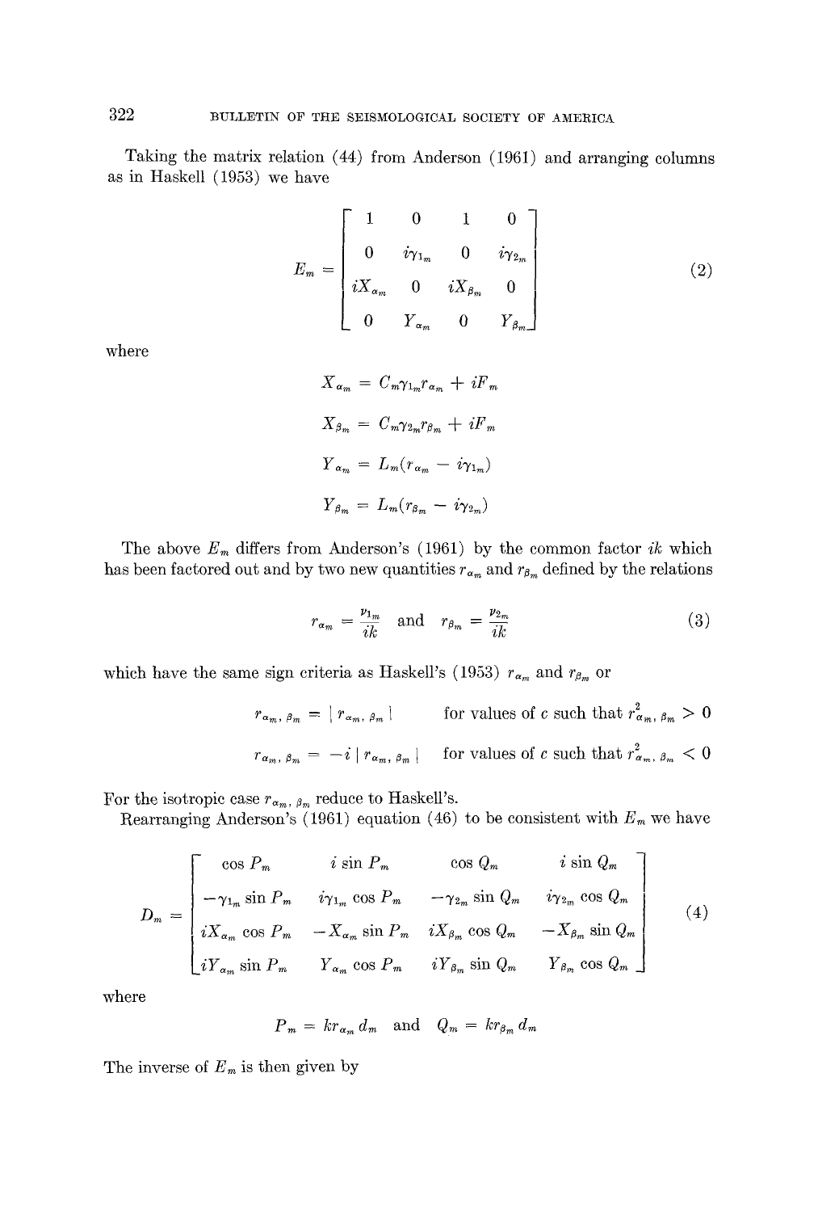Taking the matrix relation (44) from Anderson (1961) and arranging columns as in Haskell (1953) we have

$$
E_m = \begin{bmatrix} 1 & 0 & 1 & 0 \\ 0 & i\gamma_{1_m} & 0 & i\gamma_{2_m} \\ iX_{\alpha_m} & 0 & iX_{\beta_m} & 0 \\ 0 & Y_{\alpha_m} & 0 & Y_{\beta_m} \end{bmatrix} \tag{2}
$$

where

$$X_{\alpha_m} = C_m \gamma_{1_m} r_{\alpha_m} + iF_m$$

$$X_{\beta_m} = C_m \gamma_{2_m} r_{\beta_m} + iF_m$$

$$Y_{\alpha_m} = L_m (r_{\alpha_m} - i\gamma_{1_m})$$

$$Y_{\beta_m} = L_m (r_{\beta_m} - i\gamma_{2_m})$$

The above $E_m$ differs from Anderson's (1961) by the common factor $ik$ which has been factored out and by two new quantities $r_{\alpha_m}$ and $r_{\beta_m}$ defined by the relations

$$r_{\alpha_m} = \frac{\nu_{1_m}}{ik} \quad \text{and} \quad r_{\beta_m} = \frac{\nu_{2_m}}{ik} \tag{3}$$

which have the same sign criteria as Haskell's (1953) $r_{\alpha_m}$ and $r_{\beta_m}$ or

$$r_{\alpha_m, \beta_m} = | r_{\alpha_m, \beta_m} | \qquad \text{for values of } c \text{ such that } r^2_{\alpha_m, \beta_m} > 0$$

$$r_{\alpha_m, \beta_m} = -i \, | r_{\alpha_m, \beta_m} | \qquad \text{for values of } c \text{ such that } r^2_{\alpha_m, \beta_m} < 0$$

For the isotropic case $r_{\alpha_m, \beta_m}$ reduce to Haskell's.

Rearranging Anderson's (1961) equation (46) to be consistent with $E_m$ we have

$$
D_m = \begin{bmatrix} \cos P_m & i \sin P_m & \cos Q_m & i \sin Q_m \\ -\gamma_{1_m} \sin P_m & i\gamma_{1_m} \cos P_m & -\gamma_{2_m} \sin Q_m & i\gamma_{2_m} \cos Q_m \\ iX_{\alpha_m} \cos P_m & -X_{\alpha_m} \sin P_m & iX_{\beta_m} \cos Q_m & -X_{\beta_m} \sin Q_m \\ iY_{\alpha_m} \sin P_m & Y_{\alpha_m} \cos P_m & iY_{\beta_m} \sin Q_m & Y_{\beta_m} \cos Q_m \end{bmatrix} \tag{4}
$$

where

$$P_m = k r_{\alpha_m} d_m \quad \text{and} \quad Q_m = k r_{\beta_m} d_m$$

The inverse of $E_m$ is then given by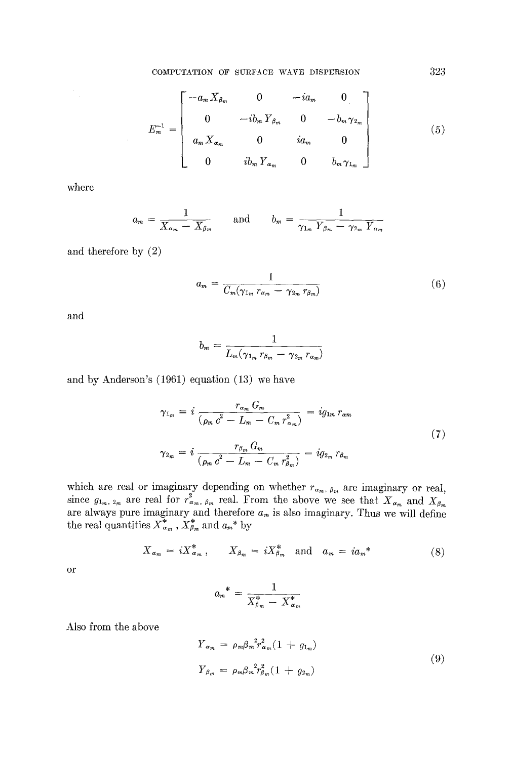$$
E_m^{-1} = \begin{bmatrix} -a_m X_{\beta_m} & 0 & -ia_m & 0 \\ 0 & -ib_m Y_{\beta_m} & 0 & -b_m \gamma_{2_m} \\ a_m X_{\alpha_m} & 0 & ia_m & 0 \\ 0 & ib_m Y_{\alpha_m} & 0 & b_m \gamma_{1_m} \end{bmatrix} \tag{5}
$$

where

$$
a_m = \frac{1}{X_{\alpha_m} - X_{\beta_m}} \quad \text{and} \quad b_m = \frac{1}{\gamma_{1_m} Y_{\beta_m} - \gamma_{2_m} Y_{\alpha_m}}
$$

and therefore by (2)

$$
a_m = \frac{1}{C_m(\gamma_{1_m} r_{\alpha_m} - \gamma_{2_m} r_{\beta_m})} \tag{6}
$$

and

$$
b_m = \frac{1}{L_m(\gamma_{1_m} r_{\beta_m} - \gamma_{2_m} r_{\alpha_m})}
$$

and by Anderson's (1961) equation (13) we have

$$
\begin{aligned}
\gamma_{1_m} &= i \frac{r_{\alpha_m} G_m}{(\rho_m c^2 - L_m - C_m r_{\alpha_m}^2)} = i g_{1m} r_{\alpha m} \\
\gamma_{2_m} &= i \frac{r_{\beta_m} G_m}{(\rho_m c^2 - L_m - C_m r_{\beta_m}^2)} = i g_{2_m} r_{\beta_m}
\end{aligned} \tag{7}
$$

which are real or imaginary depending on whether $r_{\alpha_m, \beta_m}$ are imaginary or real, since $g_{1_m, 2_m}$ are real for $r^2_{\alpha_m, \beta_m}$ real. From the above we see that $X_{\alpha_m}$ and $X_{\beta_m}$ are always pure imaginary and therefore $a_m$ is also imaginary. Thus we will define the real quantities $X^*_{\alpha_m}$, $X^*_{\beta_m}$ and $a_m{}^*$ by

$$
X_{\alpha_m} = iX^*_{\alpha_m}, \qquad X_{\beta_m} = iX^*_{\beta_m} \quad \text{and} \quad a_m = ia_m{}^* \tag{8}
$$

or

$$
a_m{}^* = \frac{1}{X^*_{\beta_m} - X^*_{\alpha_m}}
$$

Also from the above

$$
\begin{aligned}
Y_{\alpha_m} &= \rho_m \beta_m^2 r_{\alpha_m}^2 (1 + g_{1_m}) \\
Y_{\beta_m} &= \rho_m \beta_m^2 r_{\beta_m}^2 (1 + g_{2_m})
\end{aligned} \tag{9}
$$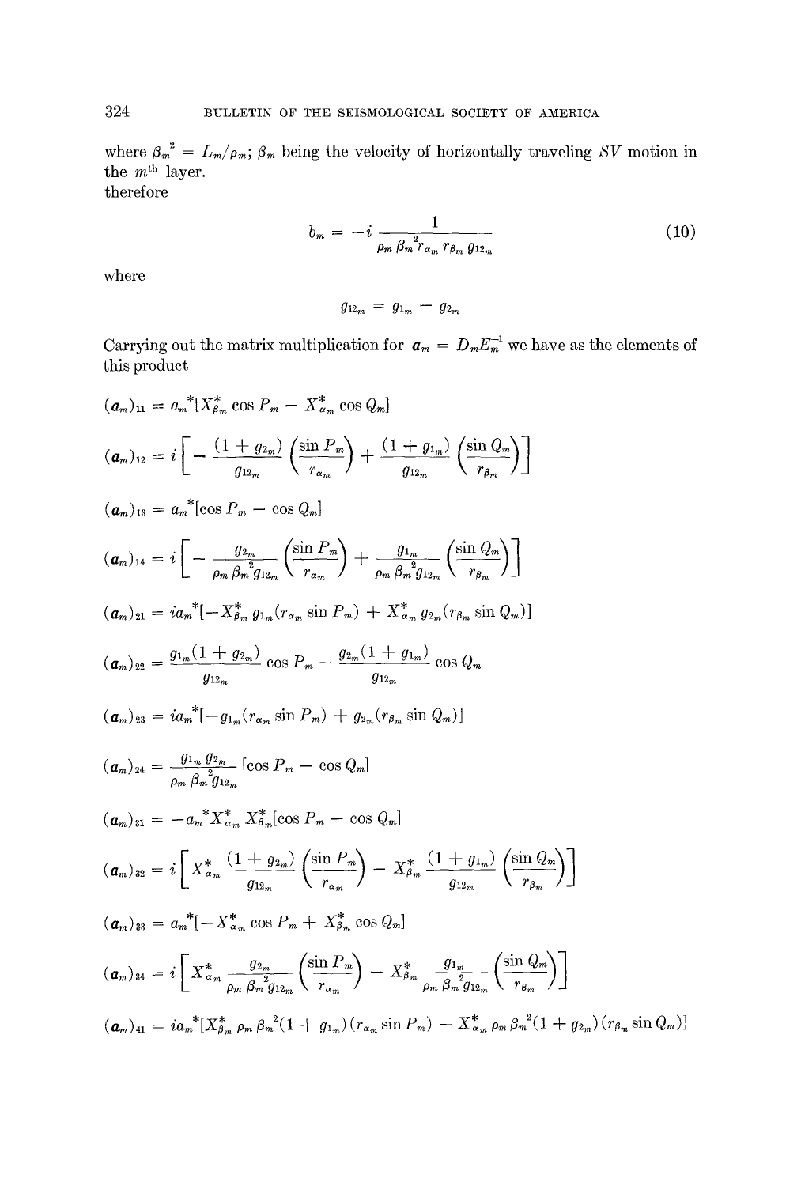where $\beta_m^2 = L_m/\rho_m$; $\beta_m$ being the velocity of horizontally traveling $SV$ motion in the $m^{\text{th}}$ layer.

therefore

$$b_m = -i \frac{1}{\rho_m \beta_m^2 r_{\alpha_m} r_{\beta_m} g_{12_m}} \tag{10}$$

where

$$g_{12_m} = g_{1_m} - g_{2_m}$$

Carrying out the matrix multiplication for $\boldsymbol{a}_m = D_m E_m^{-1}$ we have as the elements of this product

$$(\boldsymbol{a}_m)_{11} = a_m^*[X_{\beta_m}^* \cos P_m - X_{\alpha_m}^* \cos Q_m]$$

$$(\boldsymbol{a}_m)_{12} = i\left[-\frac{(1+g_{2_m})}{g_{12_m}}\left(\frac{\sin P_m}{r_{\alpha_m}}\right) + \frac{(1+g_{1_m})}{g_{12_m}}\left(\frac{\sin Q_m}{r_{\beta_m}}\right)\right]$$

$$(\boldsymbol{a}_m)_{13} = a_m^*[\cos P_m - \cos Q_m]$$

$$(\boldsymbol{a}_m)_{14} = i\left[-\frac{g_{2_m}}{\rho_m \beta_m^2 g_{12_m}}\left(\frac{\sin P_m}{r_{\alpha_m}}\right) + \frac{g_{1_m}}{\rho_m \beta_m^2 g_{12_m}}\left(\frac{\sin Q_m}{r_{\beta_m}}\right)\right]$$

$$(\boldsymbol{a}_m)_{21} = ia_m^*[-X_{\beta_m}^* g_{1_m}(r_{\alpha_m} \sin P_m) + X_{\alpha_m}^* g_{2_m}(r_{\beta_m} \sin Q_m)]$$

$$(\boldsymbol{a}_m)_{22} = \frac{g_{1_m}(1+g_{2_m})}{g_{12_m}} \cos P_m - \frac{g_{2_m}(1+g_{1_m})}{g_{12_m}} \cos Q_m$$

$$(\boldsymbol{a}_m)_{23} = ia_m^*[-g_{1_m}(r_{\alpha_m} \sin P_m) + g_{2_m}(r_{\beta_m} \sin Q_m)]$$

$$(\boldsymbol{a}_m)_{24} = \frac{g_{1_m} g_{2_m}}{\rho_m \beta_m^2 g_{12_m}} [\cos P_m - \cos Q_m]$$

$$(\boldsymbol{a}_m)_{31} = -a_m^* X_{\alpha_m}^* X_{\beta_m}^* [\cos P_m - \cos Q_m]$$

$$(\boldsymbol{a}_m)_{32} = i\left[X_{\alpha_m}^* \frac{(1+g_{2_m})}{g_{12_m}}\left(\frac{\sin P_m}{r_{\alpha_m}}\right) - X_{\beta_m}^* \frac{(1+g_{1_m})}{g_{12_m}}\left(\frac{\sin Q_m}{r_{\beta_m}}\right)\right]$$

$$(\boldsymbol{a}_m)_{33} = a_m^*[-X_{\alpha_m}^* \cos P_m + X_{\beta_m}^* \cos Q_m]$$

$$(\boldsymbol{a}_m)_{34} = i\left[X_{\alpha_m}^* \frac{g_{2_m}}{\rho_m \beta_m^2 g_{12_m}}\left(\frac{\sin P_m}{r_{\alpha_m}}\right) - X_{\beta_m}^* \frac{g_{1_m}}{\rho_m \beta_m^2 g_{12_m}}\left(\frac{\sin Q_m}{r_{\beta_m}}\right)\right]$$

$$(\boldsymbol{a}_m)_{41} = ia_m^*[X_{\beta_m}^* \rho_m \beta_m^2 (1+g_{1_m})(r_{\alpha_m} \sin P_m) - X_{\alpha_m}^* \rho_m \beta_m^2 (1+g_{2_m})(r_{\beta_m} \sin Q_m)]$$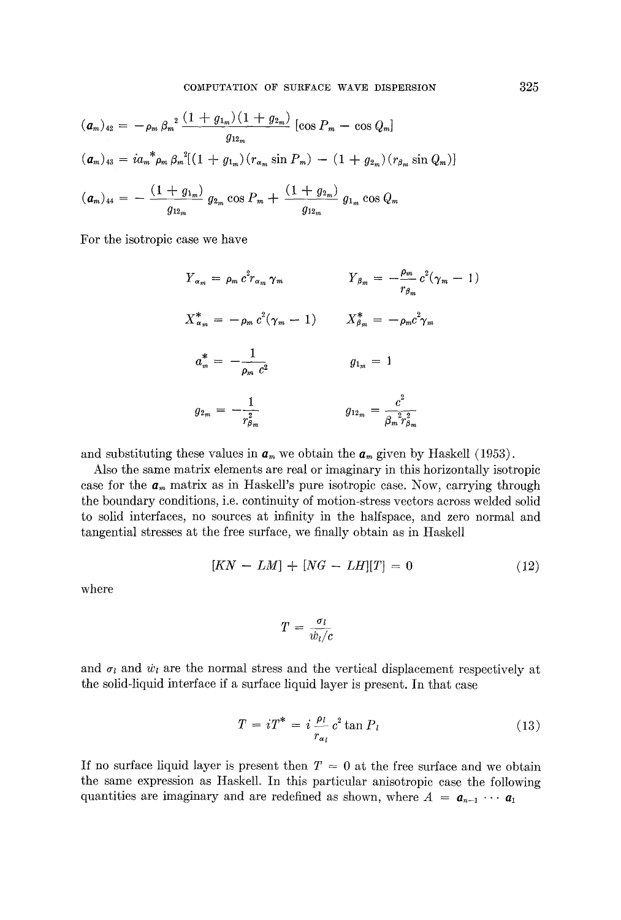$$(a_m)_{42} = -\rho_m \beta_m^2 \frac{(1 + g_{1_m})(1 + g_{2_m})}{g_{12_m}} [\cos P_m - \cos Q_m]$$

$$(a_m)_{43} = i a_m^* \rho_m \beta_m^2 [(1 + g_{1_m})(r_{\alpha_m} \sin P_m) - (1 + g_{2_m})(r_{\beta_m} \sin Q_m)]$$

$$(a_m)_{44} = -\frac{(1 + g_{1_m})}{g_{12_m}} g_{2_m} \cos P_m + \frac{(1 + g_{2_m})}{g_{12_m}} g_{1_m} \cos Q_m$$

For the isotropic case we have

$$Y_{\alpha_m} = \rho_m c^2 r_{\alpha_m} \gamma_m \qquad Y_{\beta_m} = -\frac{\rho_m}{r_{\beta_m}} c^2 (\gamma_m - 1)$$

$$X^*_{\alpha_m} = -\rho_m c^2 (\gamma_m - 1) \qquad X^*_{\beta_m} = -\rho_m c^2 \gamma_m$$

$$a^*_m = -\frac{1}{\rho_m c^2} \qquad g_{1_m} = 1$$

$$g_{2_m} = -\frac{1}{r^2_{\beta_m}} \qquad g_{12_m} = \frac{c^2}{\beta_m^2 r^2_{\beta_m}}$$

and substituting these values in $a_m$ we obtain the $a_m$ given by Haskell (1953).

Also the same matrix elements are real or imaginary in this horizontally isotropic case for the $a_m$ matrix as in Haskell's pure isotropic case. Now, carrying through the boundary conditions, i.e. continuity of motion-stress vectors across welded solid to solid interfaces, no sources at infinity in the halfspace, and zero normal and tangential stresses at the free surface, we finally obtain as in Haskell

$$[KN - LM] + [NG - LH][T] = 0 \tag{12}$$

where

$$T = \frac{\sigma_l}{\dot{w}_l / c}$$

and $\sigma_l$ and $\dot{w}_l$ are the normal stress and the vertical displacement respectively at the solid-liquid interface if a surface liquid layer is present. In that case

$$T = iT^* = i \frac{\rho_l}{r_{\alpha_l}} c^2 \tan P_l \tag{13}$$

If no surface liquid layer is present then $T = 0$ at the free surface and we obtain the same expression as Haskell. In this particular anisotropic case the following quantities are imaginary and are redefined as shown, where $A = a_{n-1} \cdots a_1$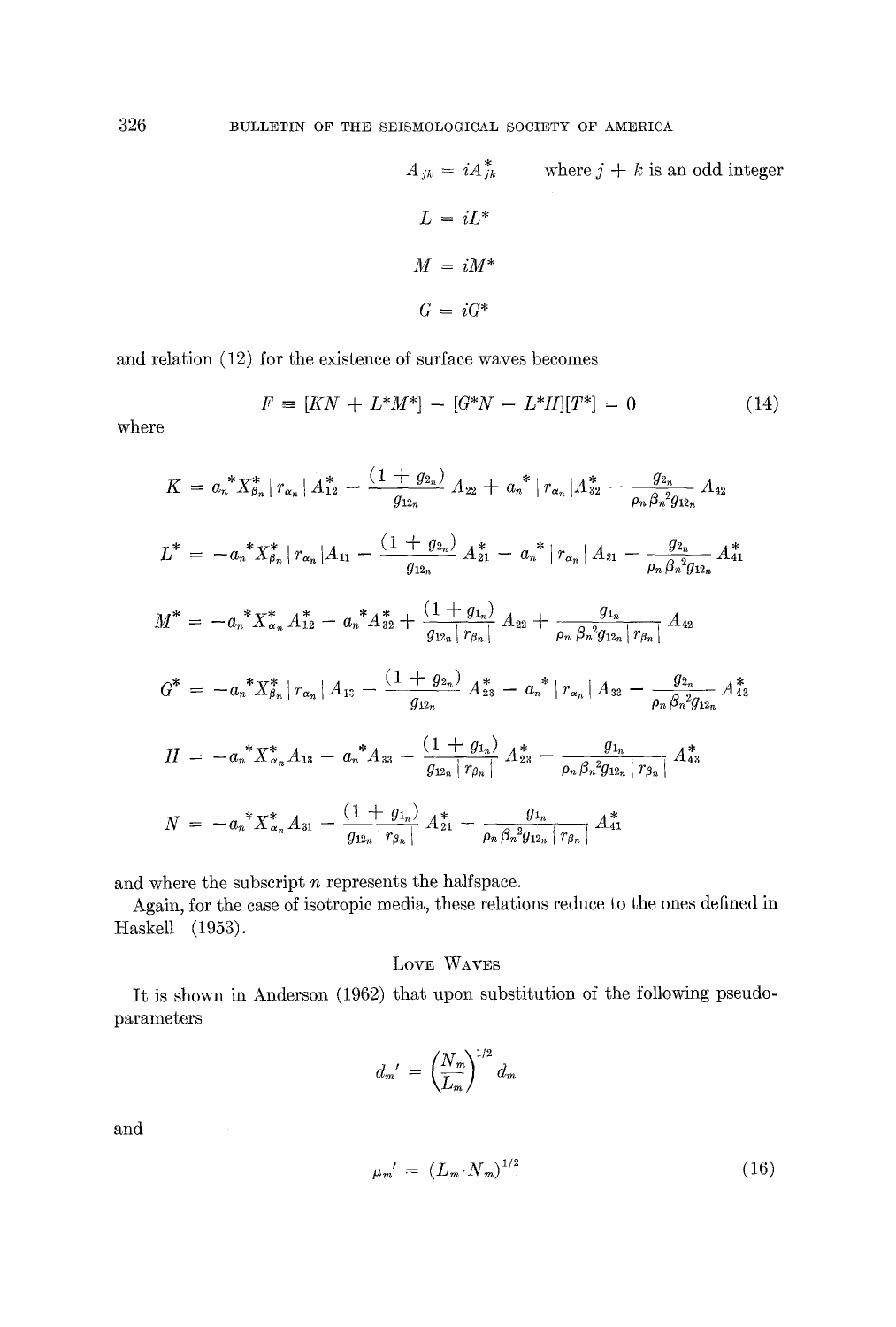$$A_{jk} = iA_{jk}^* \qquad \text{where } j + k \text{ is an odd integer}$$

$$L = iL^*$$

$$M = iM^*$$

$$G = iG^*$$

and relation (12) for the existence of surface waves becomes

$$F \equiv [KN + L^*M^*] - [G^*N - L^*H][T^*] = 0 \tag{14}$$

where

$$K = a_n^* X_{\beta_n}^* \,|r_{\alpha_n}|\, A_{12}^* - \frac{(1 + g_{2_n})}{g_{12_n}} A_{22} + a_n^* \,|r_{\alpha_n}|\, A_{32}^* - \frac{g_{2_n}}{\rho_n \beta_n^2 g_{12_n}} A_{42}$$

$$L^* = -a_n^* X_{\beta_n}^* \,|r_{\alpha_n}|\, A_{11} - \frac{(1 + g_{2_n})}{g_{12_n}} A_{21}^* - a_n^* \,|r_{\alpha_n}|\, A_{31} - \frac{g_{2_n}}{\rho_n \beta_n^2 g_{12_n}} A_{41}^*$$

$$M^* = -a_n^* X_{\alpha_n}^* A_{12}^* - a_n^* A_{32}^* + \frac{(1 + g_{1_n})}{g_{12_n} \,|r_{\beta_n}|} A_{22} + \frac{g_{1_n}}{\rho_n \beta_n^2 g_{12_n} \,|r_{\beta_n}|} A_{42}$$

$$G^* = -a_n^* X_{\beta_n}^* \,|r_{\alpha_n}|\, A_{13} - \frac{(1 + g_{2_n})}{g_{12_n}} A_{23}^* - a_n^* \,|r_{\alpha_n}|\, A_{33} - \frac{g_{2_n}}{\rho_n \beta_n^2 g_{12_n}} A_{43}^*$$

$$H = -a_n^* X_{\alpha_n}^* A_{13} - a_n^* A_{33} - \frac{(1 + g_{1_n})}{g_{12_n} \,|r_{\beta_n}|} A_{23}^* - \frac{g_{1_n}}{\rho_n \beta_n^2 g_{12_n} \,|r_{\beta_n}|} A_{43}^*$$

$$N = -a_n^* X_{\alpha_n}^* A_{31} - \frac{(1 + g_{1_n})}{g_{12_n} \,|r_{\beta_n}|} A_{21}^* - \frac{g_{1_n}}{\rho_n \beta_n^2 g_{12_n} \,|r_{\beta_n}|} A_{41}^*$$

and where the subscript $n$ represents the halfspace.

Again, for the case of isotropic media, these relations reduce to the ones defined in Haskell (1953).

## Love Waves

It is shown in Anderson (1962) that upon substitution of the following pseudo-parameters

$$d_m' = \left(\frac{N_m}{L_m}\right)^{1/2} d_m$$

and

$$\mu_m' = (L_m \cdot N_m)^{1/2} \tag{16}$$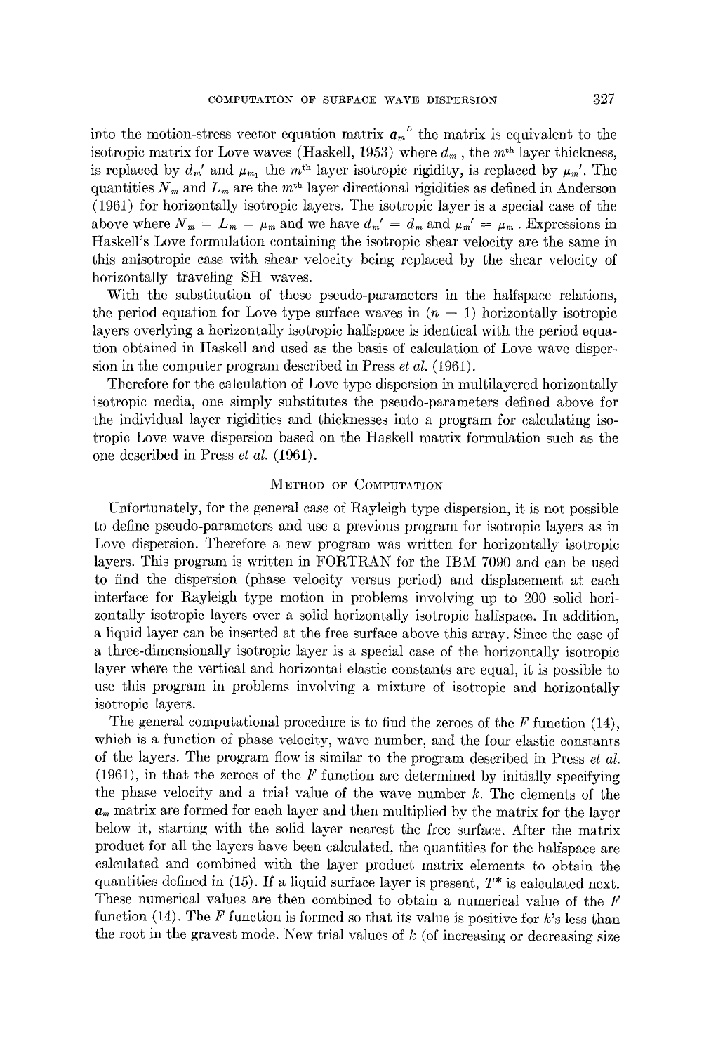into the motion-stress vector equation matrix $a_m^L$ the matrix is equivalent to the isotropic matrix for Love waves (Haskell, 1953) where $d_m$, the $m^{\text{th}}$ layer thickness, is replaced by $d_m'$ and $\mu_{m_1}$ the $m^{\text{th}}$ layer isotropic rigidity, is replaced by $\mu_m'$. The quantities $N_m$ and $L_m$ are the $m^{\text{th}}$ layer directional rigidities as defined in Anderson (1961) for horizontally isotropic layers. The isotropic layer is a special case of the above where $N_m = L_m = \mu_m$ and we have $d_m' = d_m$ and $\mu_m' = \mu_m$. Expressions in Haskell's Love formulation containing the isotropic shear velocity are the same in this anisotropic case with shear velocity being replaced by the shear velocity of horizontally traveling SH waves.

With the substitution of these pseudo-parameters in the halfspace relations, the period equation for Love type surface waves in $(n - 1)$ horizontally isotropic layers overlying a horizontally isotropic halfspace is identical with the period equation obtained in Haskell and used as the basis of calculation of Love wave dispersion in the computer program described in Press *et al.* (1961).

Therefore for the calculation of Love type dispersion in multilayered horizontally isotropic media, one simply substitutes the pseudo-parameters defined above for the individual layer rigidities and thicknesses into a program for calculating isotropic Love wave dispersion based on the Haskell matrix formulation such as the one described in Press *et al.* (1961).

## Method of Computation

Unfortunately, for the general case of Rayleigh type dispersion, it is not possible to define pseudo-parameters and use a previous program for isotropic layers as in Love dispersion. Therefore a new program was written for horizontally isotropic layers. This program is written in FORTRAN for the IBM 7090 and can be used to find the dispersion (phase velocity versus period) and displacement at each interface for Rayleigh type motion in problems involving up to 200 solid horizontally isotropic layers over a solid horizontally isotropic halfspace. In addition, a liquid layer can be inserted at the free surface above this array. Since the case of a three-dimensionally isotropic layer is a special case of the horizontally isotropic layer where the vertical and horizontal elastic constants are equal, it is possible to use this program in problems involving a mixture of isotropic and horizontally isotropic layers.

The general computational procedure is to find the zeroes of the $F$ function (14), which is a function of phase velocity, wave number, and the four elastic constants of the layers. The program flow is similar to the program described in Press *et al.* (1961), in that the zeroes of the $F$ function are determined by initially specifying the phase velocity and a trial value of the wave number $k$. The elements of the $a_m$ matrix are formed for each layer and then multiplied by the matrix for the layer below it, starting with the solid layer nearest the free surface. After the matrix product for all the layers have been calculated, the quantities for the halfspace are calculated and combined with the layer product matrix elements to obtain the quantities defined in (15). If a liquid surface layer is present, $T^*$ is calculated next. These numerical values are then combined to obtain a numerical value of the $F$ function (14). The $F$ function is formed so that its value is positive for $k$'s less than the root in the gravest mode. New trial values of $k$ (of increasing or decreasing size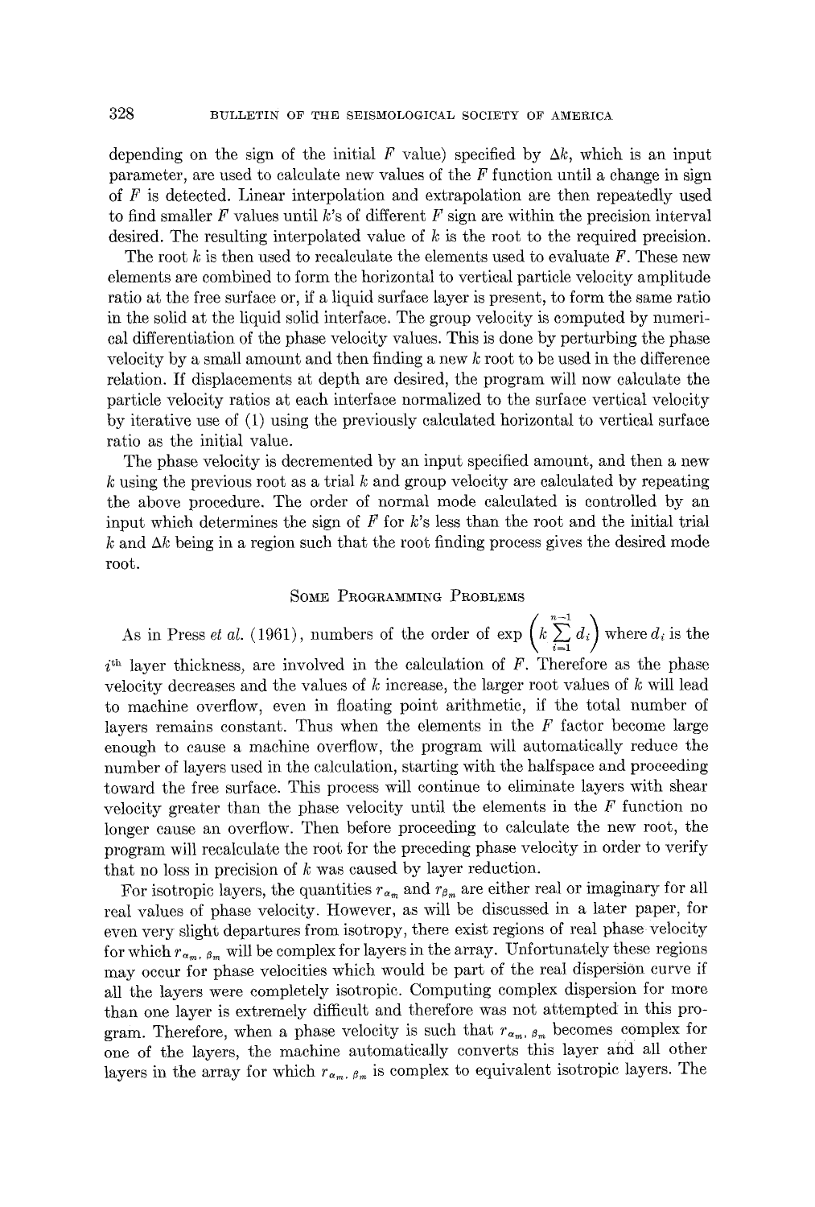depending on the sign of the initial $F$ value) specified by $\Delta k$, which is an input parameter, are used to calculate new values of the $F$ function until a change in sign of $F$ is detected. Linear interpolation and extrapolation are then repeatedly used to find smaller $F$ values until $k$'s of different $F$ sign are within the precision interval desired. The resulting interpolated value of $k$ is the root to the required precision.

The root $k$ is then used to recalculate the elements used to evaluate $F$. These new elements are combined to form the horizontal to vertical particle velocity amplitude ratio at the free surface or, if a liquid surface layer is present, to form the same ratio in the solid at the liquid solid interface. The group velocity is computed by numerical differentiation of the phase velocity values. This is done by perturbing the phase velocity by a small amount and then finding a new $k$ root to be used in the difference relation. If displacements at depth are desired, the program will now calculate the particle velocity ratios at each interface normalized to the surface vertical velocity by iterative use of (1) using the previously calculated horizontal to vertical surface ratio as the initial value.

The phase velocity is decremented by an input specified amount, and then a new $k$ using the previous root as a trial $k$ and group velocity are calculated by repeating the above procedure. The order of normal mode calculated is controlled by an input which determines the sign of $F$ for $k$'s less than the root and the initial trial $k$ and $\Delta k$ being in a region such that the root finding process gives the desired mode root.

## Some Programming Problems

As in Press *et al.* (1961), numbers of the order of $\exp\left(k \sum_{i=1}^{n-1} d_i\right)$ where $d_i$ is the $i^{\text{th}}$ layer thickness, are involved in the calculation of $F$. Therefore as the phase velocity decreases and the values of $k$ increase, the larger root values of $k$ will lead to machine overflow, even in floating point arithmetic, if the total number of layers remains constant. Thus when the elements in the $F$ factor become large enough to cause a machine overflow, the program will automatically reduce the number of layers used in the calculation, starting with the halfspace and proceeding toward the free surface. This process will continue to eliminate layers with shear velocity greater than the phase velocity until the elements in the $F$ function no longer cause an overflow. Then before proceeding to calculate the new root, the program will recalculate the root for the preceding phase velocity in order to verify that no loss in precision of $k$ was caused by layer reduction.

For isotropic layers, the quantities $r_{\alpha_m}$ and $r_{\beta_m}$ are either real or imaginary for all real values of phase velocity. However, as will be discussed in a later paper, for even very slight departures from isotropy, there exist regions of real phase velocity for which $r_{\alpha_m, \beta_m}$ will be complex for layers in the array. Unfortunately these regions may occur for phase velocities which would be part of the real dispersion curve if all the layers were completely isotropic. Computing complex dispersion for more than one layer is extremely difficult and therefore was not attempted in this program. Therefore, when a phase velocity is such that $r_{\alpha_m, \beta_m}$ becomes complex for one of the layers, the machine automatically converts this layer and all other layers in the array for which $r_{\alpha_m, \beta_m}$ is complex to equivalent isotropic layers. The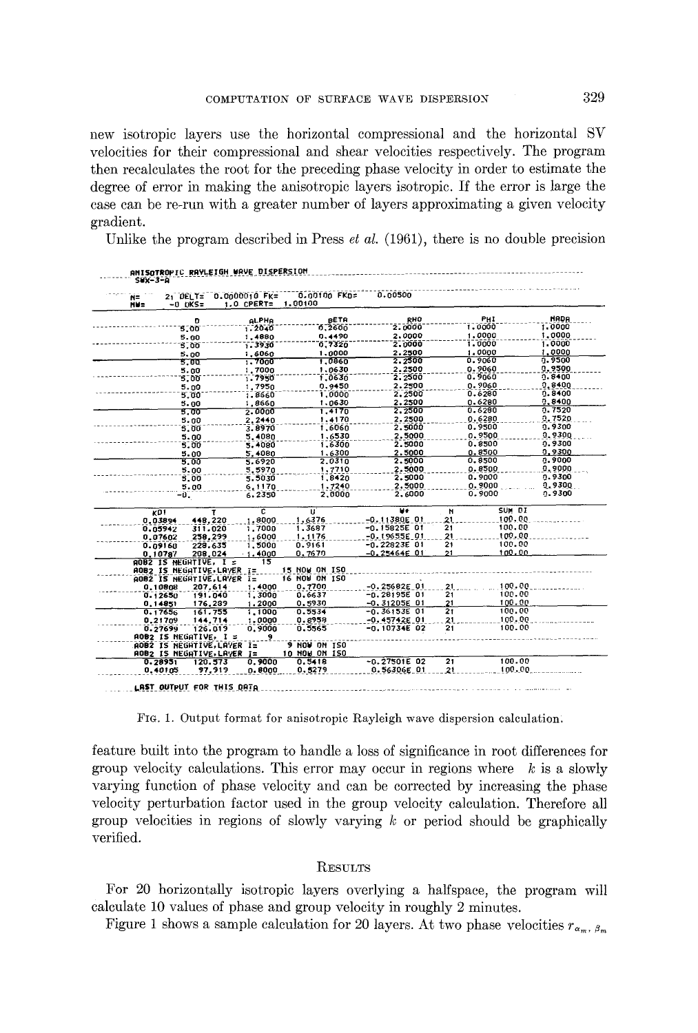new isotropic layers use the horizontal compressional and the horizontal SV velocities for their compressional and shear velocities respectively. The program then recalculates the root for the preceding phase velocity in order to estimate the degree of error in making the anisotropic layers isotropic. If the error is large the case can be re-run with a greater number of layers approximating a given velocity gradient.

Unlike the program described in Press *et al.* (1961), there is no double precision

```
ANISOTROPIC RAYLEIGH WAVE DISPERSION
SWX-3-A

N=    21 DELT=  0.0000010 FK=    0.00100 FKD=    0.00500
NW=   -0 DKS=    1.0 CPERT=  1.00100

       D        ALPHA       BETA        RHO         PHI        NADA
     5.00       1.2040     0.2600      2.0000      1.0000      1.0000
     5.00       1.4880     0.4490      2.0000      1.0000      1.0000
     5.00       1.3930     0.7320      2.0000      1.0000      1.0000
     5.00       1.6060     1.0000      2.2500      1.0000      1.0000
     5.00       1.7000     1.0860      2.2500      0.9060      0.9500
     5.00       1.7000     1.0630      2.2500      0.9060      0.9500
     5.00       1.7950     1.0630      2.2500      0.9060      0.8400
     5.00       1.7950     0.9450      2.2500      0.9060      0.8400
     5.00       1.8660     1.0000      2.2500      0.6280      0.8400
     5.00       1.8660     1.0630      2.2500      0.6280      0.8400
     5.00       2.0000     1.4170      2.2500      0.6280      0.7520
     5.00       2.2440     1.4170      2.2500      0.6280      0.7520
     5.00       3.8970     1.6060      2.5000      0.9500      0.9300
     5.00       5.4080     1.6530      2.5000      0.9500      0.9300
     5.00       5.4080     1.6300      2.5000      0.8500      0.9300
     5.00       5.4080     1.6300      2.5000      0.8500      0.9300
     5.00       5.6920     2.0310      2.5000      0.8500      0.9000
     5.00       5.5970     1.7710      2.5000      0.8500      0.9000
     5.00       5.5030     1.8420      2.5000      0.9000      0.9300
     5.00       6.1170     1.7240      2.5000      0.9000      0.9300
    -0.         6.2350     2.0000      2.6000      0.9000      0.9300

   KDI        T          C          U           W*          N        SUM DI
 0.03894   448.220    1.8000     1.6376     -0.11380E 01     21       100.00
 0.05942   311.020    1.7000     1.3687     -0.15825E 01     21       100.00
 0.07602   258.299    1.6000     1.1176     -0.19655E 01     21       100.00
 0.09160   228.635    1.5000     0.9161     -0.22823E 01     21       100.00
 0.10787   208.024    1.4000     0.7670     -0.25464E 01     21       100.00
AOB2 IS NEGATIVE, I =      15
AOB2 IS NEGATIVE,LAYER I=       15 NOW ON ISO
AOB2 IS NEGATIVE,LAYER I=       16 NOW ON ISO
 0.10808   207.614    1.4000     0.7700     -0.25682E 01     21       100.00
 0.12650   191.040    1.3000     0.6637     -0.28195E 01     21       100.00
 0.14851   176.289    1.2000     0.5930     -0.31205E 01     21       100.00
 0.17656   161.755    1.1000     0.5534     -0.36153E 01     21       100.00
 0.21709   144.714    1.0000     0.8958     -0.45742E 01     21       100.00
 0.27699   126.019    0.9000     0.5565     -0.10734E 02     21       100.00
AOB2 IS NEGATIVE, I =       9
AOB2 IS NEGATIVE,LAYER I=        9 NOW ON ISO
AOB2 IS NEGATIVE,LAYER I=       10 NOW ON ISO
 0.28951   120.573    0.9000     0.5418     -0.27501E 02     21       100.00
 0.40105    97.919    0.8000     0.5279      0.56306E 01     21       100.00

LAST OUTPUT FOR THIS DATA
```

FIG. 1. Output format for anisotropic Rayleigh wave dispersion calculation.

feature built into the program to handle a loss of significance in root differences for group velocity calculations. This error may occur in regions where $k$ is a slowly varying function of phase velocity and can be corrected by increasing the phase velocity perturbation factor used in the group velocity calculation. Therefore all group velocities in regions of slowly varying $k$ or period should be graphically verified.

## RESULTS

For 20 horizontally isotropic layers overlying a halfspace, the program will calculate 10 values of phase and group velocity in roughly 2 minutes.

Figure 1 shows a sample calculation for 20 layers. At two phase velocities $r_{\alpha_m}, {}_{\beta_m}$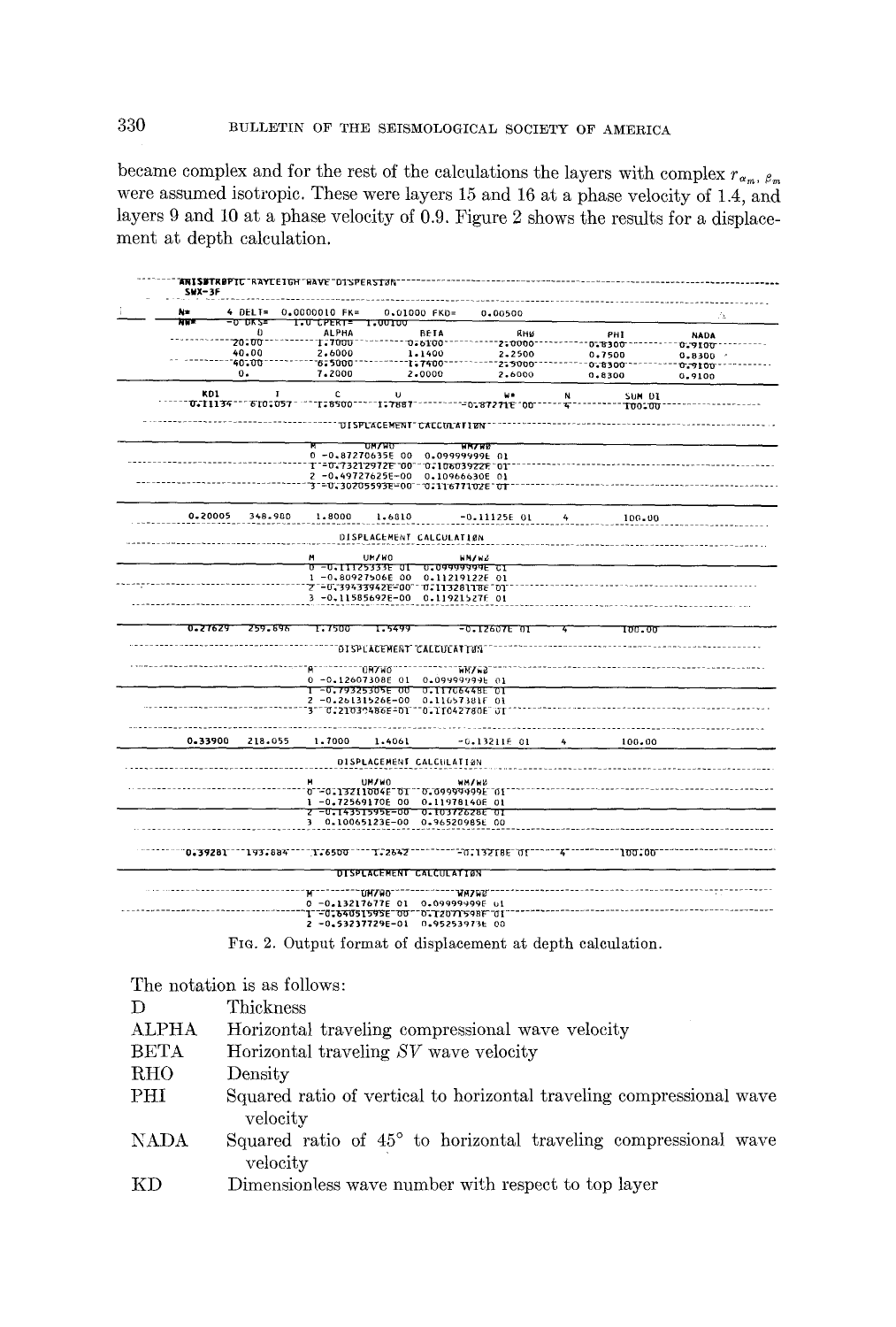became complex and for the rest of the calculations the layers with complex $r_{\alpha_m}, \beta_m$ were assumed isotropic. These were layers 15 and 16 at a phase velocity of 1.4, and layers 9 and 10 at a phase velocity of 0.9. Figure 2 shows the results for a displacement at depth calculation.

```
ANISOTROPIC RAYLEIGH WAVE DISPERSION
SWX-3F

N=      4 DELT=  0.0000010 FK=     0.01000 FKD=     0.00500
NN=    -0 DKS=      1.0 CPERT=  1.00100
              D         ALPHA        BETA         RHO          PHI          NADA
           20.00        1.7000       0.6100       2.0000       0.8300       0.9100
           40.00        2.6000       1.1400       2.2500       0.7500       0.8300
           40.00        6.5000       1.7400       2.5000       0.8300       0.9100
            0.          7.2000       2.0000       2.6000       0.8300       0.9100

   KD1          I           C          U            W*           N        SUM DI
 0.11134     610.057      1.8500     1.7887     -0.87271E 00     4        100.00

                          DISPLACEMENT CALCULATION

                     M        UM/WO             WM/WO
                     0 -0.87270635E 00   0.09999999E 01
                     1 -0.73212972E 00   0.10603922E 01
                     2 -0.49727625E-00   0.10966630E 01
                     3 -0.30205593E-00   0.11677102E 01

 0.20005     348.980      1.8000     1.6810     -0.11125E 01     4        100.00

                          DISPLACEMENT CALCULATION

                     M        UM/WO             WM/WO
                     0 -0.11125333E 01   0.09999999E 01
                     1 -0.80927506E 00   0.11219122E 01
                     2 -0.39433942E-00   0.11328118E 01
                     3 -0.11585692E-00   0.11921527E 01

 0.27629     259.696      1.7500     1.5499     -0.12607E 01     4        100.00

                          DISPLACEMENT CALCULATION

                     M        UM/WO             WM/WO
                     0 -0.12607308E 01   0.09999999E 01
                     1 -0.79325305E 00   0.11706448E 01
                     2 -0.26131526E-00   0.11657381E 01
                     3  0.21039486E-01   0.11042780E 01

 0.33900     218.055      1.7000     1.4061     -0.13211E 01     4        100.00

                          DISPLACEMENT CALCULATION

                     M        UM/WO             WM/WO
                     0 -0.13211004E 01   0.09999999E 01
                     1 -0.72569170E 00   0.11978140E 01
                     2 -0.14351595E-00   0.10372628E 01
                     3  0.10065123E-00   0.96520985E 00

 0.39281     193.684      1.6500     1.2642     -0.13218E 01     4        100.00

                          DISPLACEMENT CALCULATION

                     M        UM/WO             WM/WO
                     0 -0.13217677E 01   0.09999999E 01
                     1 -0.64051595E 00   0.12071598E 01
                     2 -0.53237729E-01   0.95253973E 00
```

FIG. 2. Output format of displacement at depth calculation.

The notation is as follows:

| | |
|---|---|
| D | Thickness |
| ALPHA | Horizontal traveling compressional wave velocity |
| BETA | Horizontal traveling *SV* wave velocity |
| RHO | Density |
| PHI | Squared ratio of vertical to horizontal traveling compressional wave velocity |
| NADA | Squared ratio of 45° to horizontal traveling compressional wave velocity |
| KD | Dimensionless wave number with respect to top layer |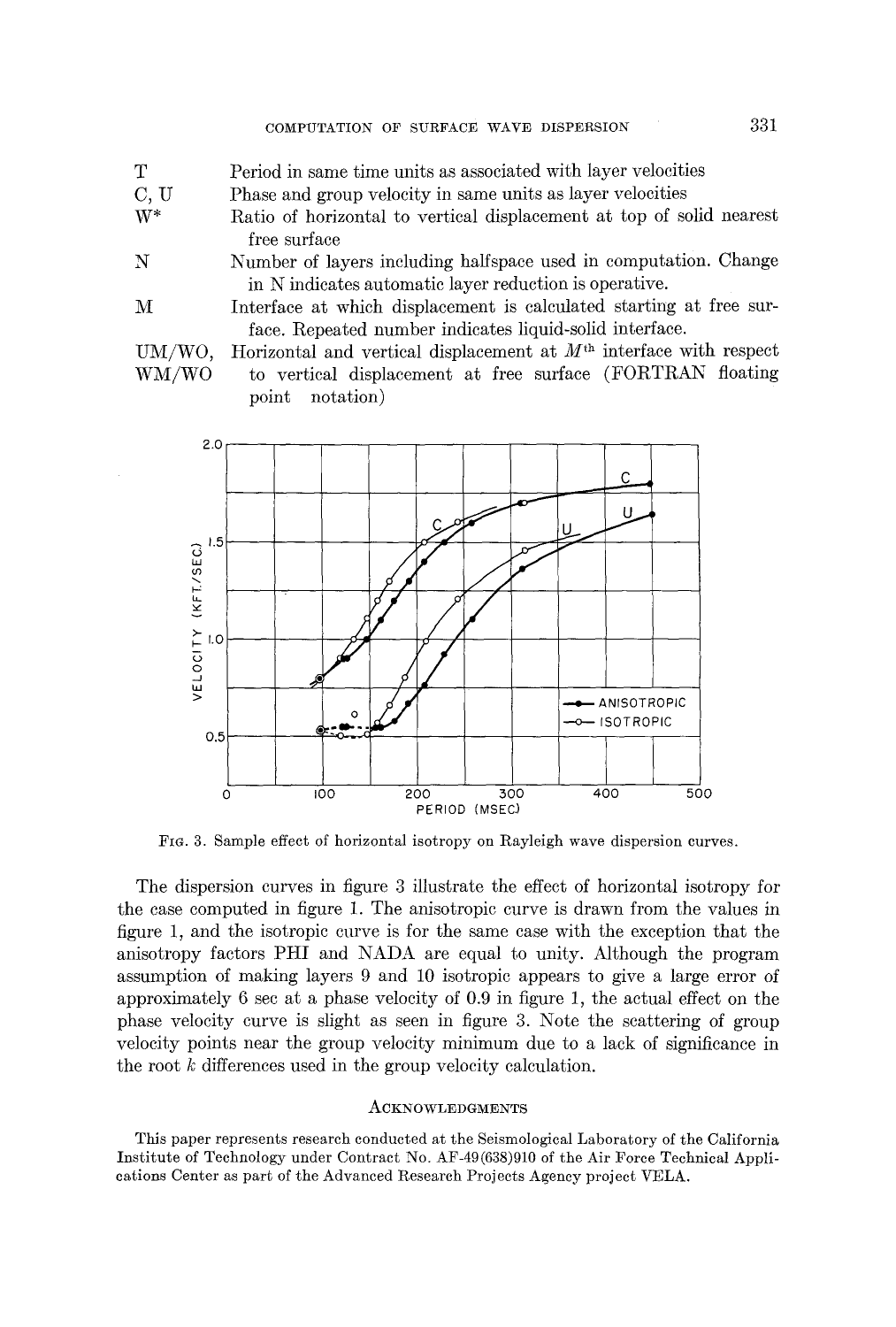| | |
|---|---|
| T | Period in same time units as associated with layer velocities |
| C, U | Phase and group velocity in same units as layer velocities |
| W* | Ratio of horizontal to vertical displacement at top of solid nearest free surface |
| N | Number of layers including halfspace used in computation. Change in N indicates automatic layer reduction is operative. |
| M | Interface at which displacement is calculated starting at free surface. Repeated number indicates liquid-solid interface. |
| UM/WO, WM/WO | Horizontal and vertical displacement at $M^{th}$ interface with respect to vertical displacement at free surface (FORTRAN floating point notation) |

FIG. 3. Sample effect of horizontal isotropy on Rayleigh wave dispersion curves.

The dispersion curves in figure 3 illustrate the effect of horizontal isotropy for the case computed in figure 1. The anisotropic curve is drawn from the values in figure 1, and the isotropic curve is for the same case with the exception that the anisotropy factors PHI and NADA are equal to unity. Although the program assumption of making layers 9 and 10 isotropic appears to give a large error of approximately 6 sec at a phase velocity of 0.9 in figure 1, the actual effect on the phase velocity curve is slight as seen in figure 3. Note the scattering of group velocity points near the group velocity minimum due to a lack of significance in the root $k$ differences used in the group velocity calculation.

## ACKNOWLEDGMENTS

This paper represents research conducted at the Seismological Laboratory of the California Institute of Technology under Contract No. AF-49(638)910 of the Air Force Technical Applications Center as part of the Advanced Research Projects Agency project VELA.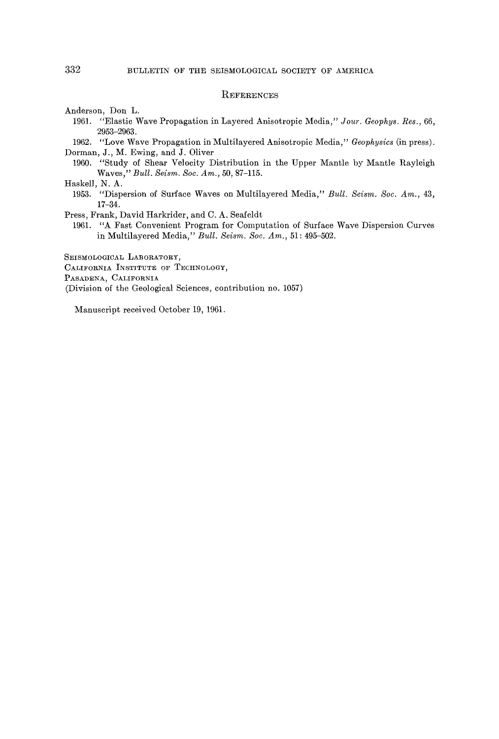## References

Anderson, Don L.

1961. "Elastic Wave Propagation in Layered Anisotropic Media," *Jour. Geophys. Res.*, 66, 2953–2963.

1962. "Love Wave Propagation in Multilayered Anisotropic Media," *Geophysics* (in press).

Dorman, J., M. Ewing, and J. Oliver

1960. "Study of Shear Velocity Distribution in the Upper Mantle by Mantle Rayleigh Waves," *Bull. Seism. Soc. Am.*, 50, 87–115.

Haskell, N. A.

1953. "Dispersion of Surface Waves on Multilayered Media," *Bull. Seism. Soc. Am.*, 43, 17–34.

Press, Frank, David Harkrider, and C. A. Seafeldt

1961. "A Fast Convenient Program for Computation of Surface Wave Dispersion Curves in Multilayered Media," *Bull. Seism. Soc. Am.*, 51: 495–502.

Seismological Laboratory,
California Institute of Technology,
Pasadena, California
(Division of the Geological Sciences, contribution no. 1057)

Manuscript received October 19, 1961.